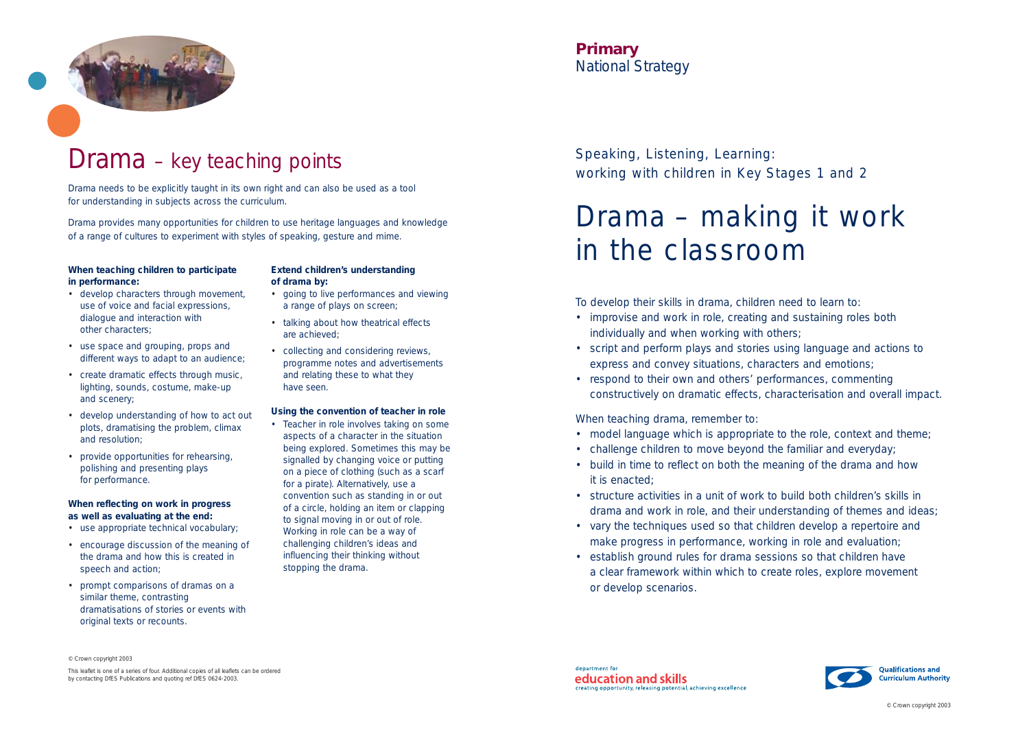# Drama – key teaching points

Drama needs to be explicitly taught in its own right and can also be used as a tool for understanding in subjects across the curriculum.

Drama provides many opportunities for children to use heritage languages and knowledge of a range of cultures to experiment with styles of speaking, gesture and mime.

**When teaching children to participate in performance:**

- develop characters through movement, use of voice and facial expressions, dialogue and interaction with other characters;
- use space and grouping, props and different ways to adapt to an audience;
- create dramatic effects through music, lighting, sounds, costume, make-up and scenery;
- develop understanding of how to act out plots, dramatising the problem, climax and resolution;
- provide opportunities for rehearsing, polishing and presenting plays for performance.

**When reflecting on work in progress as well as evaluating at the end:**

- use appropriate technical vocabulary;
- encourage discussion of the meaning of the drama and how this is created in speech and action;
- prompt comparisons of dramas on a similar theme, contrasting dramatisations of stories or events with original texts or recounts.

**Extend children's understanding of drama by:**

- going to live performances and viewing a range of plays on screen;
- talking about how theatrical effects are achieved;
- collecting and considering reviews, programme notes and advertisements and relating these to what they have seen.

**Using the convention of teacher in role**

- Teacher in role involves taking on some aspects of a character in the situation being explored. Sometimes this may be signalled by changing voice or putting on a piece of clothing (such as a scarf for a pirate). Alternatively, use a convention such as standing in or out of a circle, holding an item or clapping to signal moving in or out of role. Working in role can be a way of challenging children's ideas and influencing their thinking without stopping the drama.

© Crown copyright 2003

This leaflet is one of a series of four. Additional copies of all leaflets can be ordered by contacting DfES Publications and quoting ref DfES 0624-2003.

**Primary**
National Strategy

Speaking, Listening, Learning:
working with children in Key Stages 1 and 2

# Drama – making it work in the classroom

To develop their skills in drama, children need to learn to:

- improvise and work in role, creating and sustaining roles both individually and when working with others;
- script and perform plays and stories using language and actions to express and convey situations, characters and emotions;
- respond to their own and others' performances, commenting constructively on dramatic effects, characterisation and overall impact.

When teaching drama, remember to:

- model language which is appropriate to the role, context and theme;
- challenge children to move beyond the familiar and everyday;
- build in time to reflect on both the meaning of the drama and how it is enacted;
- structure activities in a unit of work to build both children's skills in drama and work in role, and their understanding of themes and ideas;
- vary the techniques used so that children develop a repertoire and make progress in performance, working in role and evaluation;
- establish ground rules for drama sessions so that children have a clear framework within which to create roles, explore movement or develop scenarios.

department for education and skills
creating opportunity, releasing potential, achieving excellence

Qualifications and Curriculum Authority

© Crown copyright 2003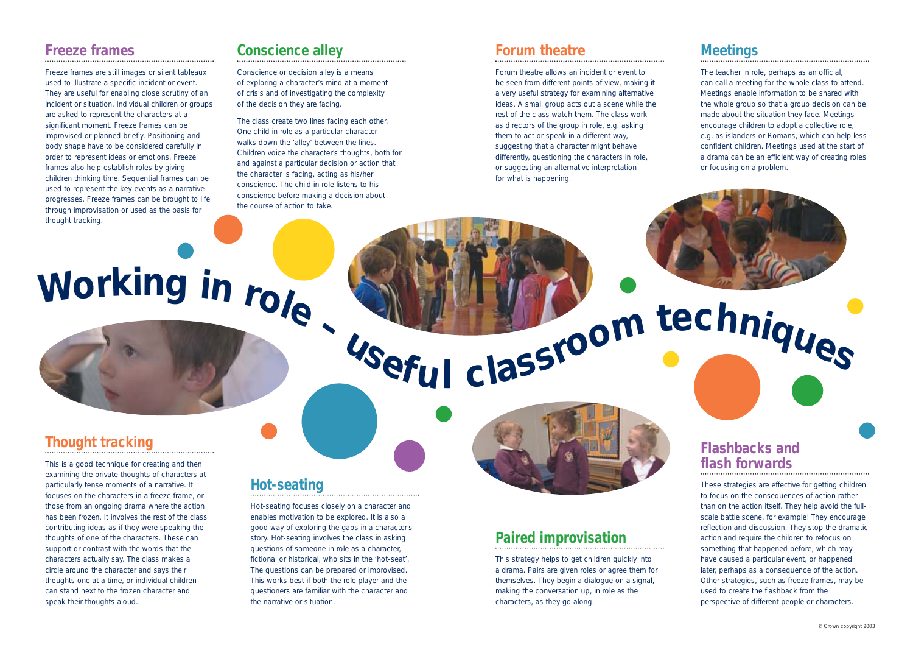# Working in role – useful classroom techniques

## Freeze frames

Freeze frames are still images or silent tableaux used to illustrate a specific incident or event. They are useful for enabling close scrutiny of an incident or situation. Individual children or groups are asked to represent the characters at a significant moment. Freeze frames can be improvised or planned briefly. Positioning and body shape have to be considered carefully in order to represent ideas or emotions. Freeze frames also help establish roles by giving children thinking time. Sequential frames can be used to represent the key events as a narrative progresses. Freeze frames can be brought to life through improvisation or used as the basis for thought tracking.

## Conscience alley

Conscience or decision alley is a means of exploring a character's mind at a moment of crisis and of investigating the complexity of the decision they are facing.

The class create two lines facing each other. One child in role as a particular character walks down the 'alley' between the lines. Children voice the character's thoughts, both for and against a particular decision or action that the character is facing, acting as his/her conscience. The child in role listens to his conscience before making a decision about the course of action to take.

## Forum theatre

Forum theatre allows an incident or event to be seen from different points of view, making it a very useful strategy for examining alternative ideas. A small group acts out a scene while the rest of the class watch them. The class work as directors of the group in role, e.g. asking them to act or speak in a different way, suggesting that a character might behave differently, questioning the characters in role, or suggesting an alternative interpretation for what is happening.

## Meetings

The teacher in role, perhaps as an official, can call a meeting for the whole class to attend. Meetings enable information to be shared with the whole group so that a group decision can be made about the situation they face. Meetings encourage children to adopt a collective role, e.g. as islanders or Romans, which can help less confident children. Meetings used at the start of a drama can be an efficient way of creating roles or focusing on a problem.

## Thought tracking

This is a good technique for creating and then examining the private thoughts of characters at particularly tense moments of a narrative. It focuses on the characters in a freeze frame, or those from an ongoing drama where the action has been frozen. It involves the rest of the class contributing ideas as if they were speaking the thoughts of one of the characters. These can support or contrast with the words that the characters actually say. The class makes a circle around the character and says their thoughts one at a time, or individual children can stand next to the frozen character and speak their thoughts aloud.

## Hot-seating

Hot-seating focuses closely on a character and enables motivation to be explored. It is also a good way of exploring the gaps in a character's story. Hot-seating involves the class in asking questions of someone in role as a character, fictional or historical, who sits in the 'hot-seat'. The questions can be prepared or improvised. This works best if both the role player and the questioners are familiar with the character and the narrative or situation.

## Paired improvisation

This strategy helps to get children quickly into a drama. Pairs are given roles or agree them for themselves. They begin a dialogue on a signal, making the conversation up, in role as the characters, as they go along.

## Flashbacks and flash forwards

These strategies are effective for getting children to focus on the consequences of action rather than on the action itself. They help avoid the full-scale battle scene, for example! They encourage reflection and discussion. They stop the dramatic action and require the children to refocus on something that happened before, which may have caused a particular event, or happened later, perhaps as a consequence of the action. Other strategies, such as freeze frames, may be used to create the flashback from the perspective of different people or characters.

© Crown copyright 2003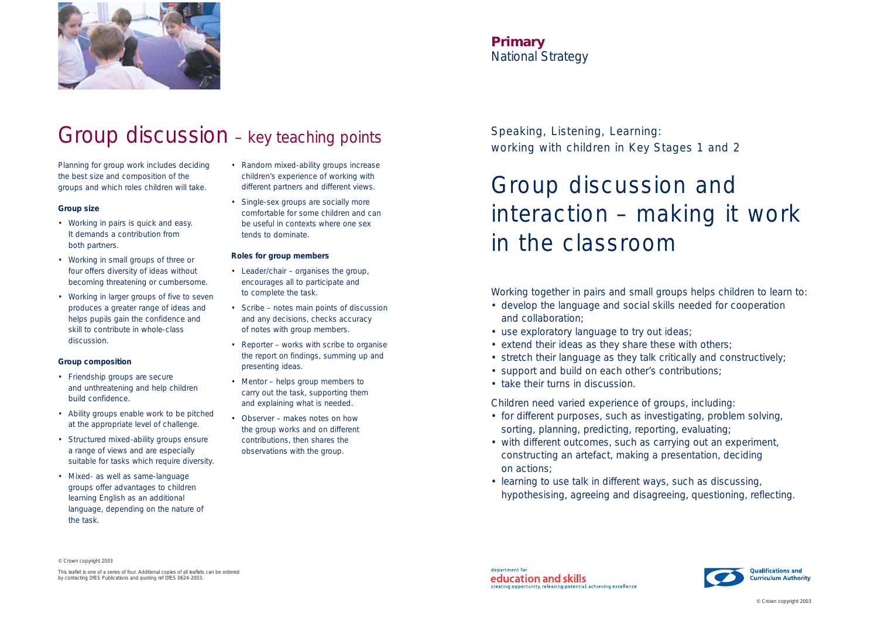# Group discussion – key teaching points

Planning for group work includes deciding the best size and composition of the groups and which roles children will take.

**Group size**

- Working in pairs is quick and easy. It demands a contribution from both partners.
- Working in small groups of three or four offers diversity of ideas without becoming threatening or cumbersome.
- Working in larger groups of five to seven produces a greater range of ideas and helps pupils gain the confidence and skill to contribute in whole-class discussion.

**Group composition**

- Friendship groups are secure and unthreatening and help children build confidence.
- Ability groups enable work to be pitched at the appropriate level of challenge.
- Structured mixed-ability groups ensure a range of views and are especially suitable for tasks which require diversity.
- Mixed- as well as same-language groups offer advantages to children learning English as an additional language, depending on the nature of the task.
- Random mixed-ability groups increase children's experience of working with different partners and different views.
- Single-sex groups are socially more comfortable for some children and can be useful in contexts where one sex tends to dominate.

**Roles for group members**

- Leader/chair – organises the group, encourages all to participate and to complete the task.
- Scribe – notes main points of discussion and any decisions, checks accuracy of notes with group members.
- Reporter – works with scribe to organise the report on findings, summing up and presenting ideas.
- Mentor – helps group members to carry out the task, supporting them and explaining what is needed.
- Observer – makes notes on how the group works and on different contributions, then shares the observations with the group.

© Crown copyright 2003

This leaflet is one of a series of four. Additional copies of all leaflets can be ordered by contacting DfES Publications and quoting ref DfES 0624-2003.

**Primary**
National Strategy

Speaking, Listening, Learning:
working with children in Key Stages 1 and 2

# Group discussion and interaction – making it work in the classroom

Working together in pairs and small groups helps children to learn to:

- develop the language and social skills needed for cooperation and collaboration;
- use exploratory language to try out ideas;
- extend their ideas as they share these with others;
- stretch their language as they talk critically and constructively;
- support and build on each other's contributions;
- take their turns in discussion.

Children need varied experience of groups, including:

- for different purposes, such as investigating, problem solving, sorting, planning, predicting, reporting, evaluating;
- with different outcomes, such as carrying out an experiment, constructing an artefact, making a presentation, deciding on actions;
- learning to use talk in different ways, such as discussing, hypothesising, agreeing and disagreeing, questioning, reflecting.

department for education and skills
creating opportunity, releasing potential, achieving excellence

Qualifications and Curriculum Authority

© Crown copyright 2003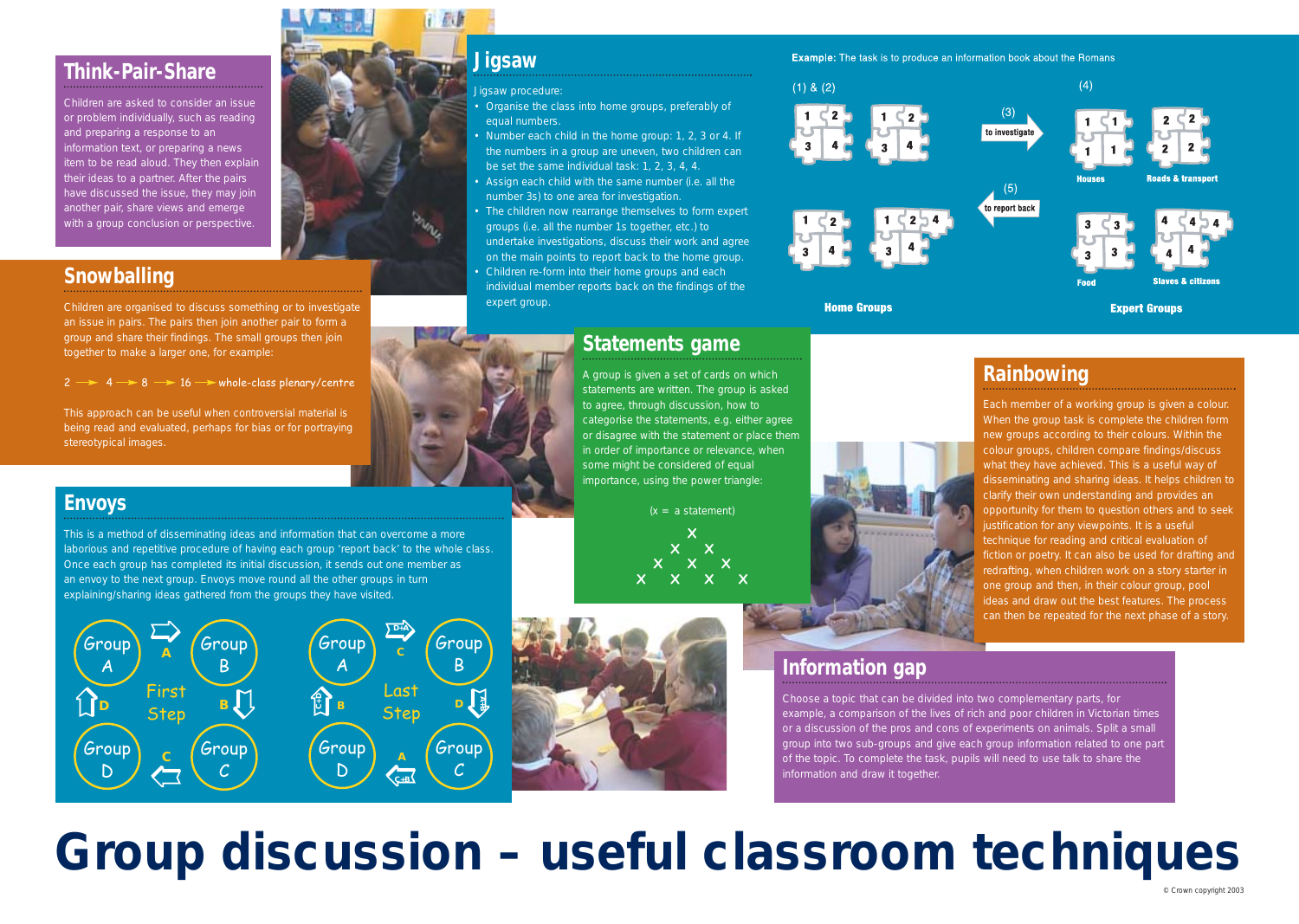# Group discussion – useful classroom techniques

## Think-Pair-Share

Children are asked to consider an issue or problem individually, such as reading and preparing a response to an information text, or preparing a news item to be read aloud. They then explain their ideas to a partner. After the pairs have discussed the issue, they may join another pair, share views and emerge with a group conclusion or perspective.

## Snowballing

Children are organised to discuss something or to investigate an issue in pairs. The pairs then join another pair to form a group and share their findings. The small groups then join together to make a larger one, for example:

2 → 4 → 8 → 16 → whole-class plenary/centre

This approach can be useful when controversial material is being read and evaluated, perhaps for bias or for portraying stereotypical images.

## Envoys

This is a method of disseminating ideas and information that can overcome a more laborious and repetitive procedure of having each group 'report back' to the whole class. Once each group has completed its initial discussion, it sends out one member as an envoy to the next group. Envoys move round all the other groups in turn explaining/sharing ideas gathered from the groups they have visited.

First Step: Group A, Group B, Group C, Group D — A moves from Group A to Group B; B moves from Group B to Group C; C moves from Group C to Group D; D moves from Group D to Group A.

Last Step: Group A, Group B, Group C, Group D — D+A moves to Group B (C); B+C+D moves to Group C (D); A+B+C moves to Group D (A); C+D+A moves to Group A (B).

## Jigsaw

Jigsaw procedure:

- Organise the class into home groups, preferably of equal numbers.
- Number each child in the home group: 1, 2, 3 or 4. If the numbers in a group are uneven, two children can be set the same individual task: 1, 2, 3, 4, 4.
- Assign each child with the same number (i.e. all the number 3s) to one area for investigation.
- The children now rearrange themselves to form expert groups (i.e. all the number 1s together, etc.) to undertake investigations, discuss their work and agree on the main points to report back to the home group.
- Children re-form into their home groups and each individual member reports back on the findings of the expert group.

**Example:** The task is to produce an information book about the Romans

(1) & (2) Home Groups: 1 2 3 4; 1 2 3 4; 1 2 3 4; 1 2 3 4 4

(3) to investigate

(4) Expert Groups: Houses (1 1 1 1); Roads & transport (2 2 2 2); Food (3 3 3 3); Slaves & citizens (4 4 4 4 4)

(5) to report back

## Statements game

A group is given a set of cards on which statements are written. The group is asked to agree, through discussion, how to categorise the statements, e.g. either agree or disagree with the statement or place them in order of importance or relevance, when some might be considered of equal importance, using the power triangle:

(x = a statement)

```
      x
     x x
    x x x
   x x x x
```

## Rainbowing

Each member of a working group is given a colour. When the group task is complete the children form new groups according to their colours. Within the colour groups, children compare findings/discuss what they have achieved. This is a useful way of disseminating and sharing ideas. It helps children to clarify their own understanding and provides an opportunity for them to question others and to seek justification for any viewpoints. It is a useful technique for reading and critical evaluation of fiction or poetry. It can also be used for drafting and redrafting, when children work on a story starter in one group and then, in their colour group, pool ideas and draw out the best features. The process can then be repeated for the next phase of a story.

## Information gap

Choose a topic that can be divided into two complementary parts, for example, a comparison of the lives of rich and poor children in Victorian times or a discussion of the pros and cons of experiments on animals. Split a small group into two sub-groups and give each group information related to one part of the topic. To complete the task, pupils will need to use talk to share the information and draw it together.

© Crown copyright 2003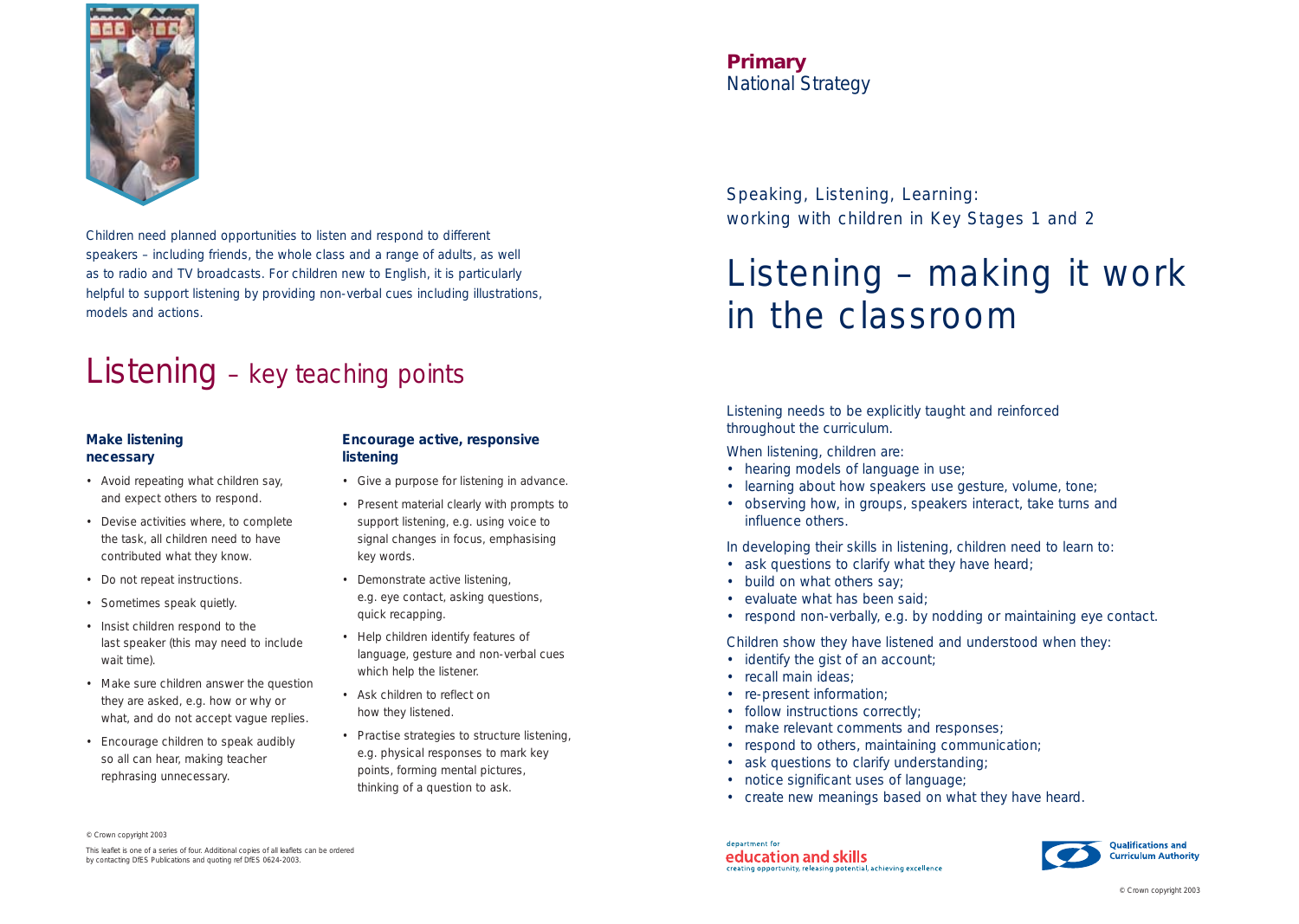Children need planned opportunities to listen and respond to different speakers – including friends, the whole class and a range of adults, as well as to radio and TV broadcasts. For children new to English, it is particularly helpful to support listening by providing non-verbal cues including illustrations, models and actions.

# Listening – key teaching points

### Make listening necessary

- Avoid repeating what children say, and expect others to respond.
- Devise activities where, to complete the task, all children need to have contributed what they know.
- Do not repeat instructions.
- Sometimes speak quietly.
- Insist children respond to the last speaker (this may need to include wait time).
- Make sure children answer the question they are asked, e.g. how or why or what, and do not accept vague replies.
- Encourage children to speak audibly so all can hear, making teacher rephrasing unnecessary.

### Encourage active, responsive listening

- Give a purpose for listening in advance.
- Present material clearly with prompts to support listening, e.g. using voice to signal changes in focus, emphasising key words.
- Demonstrate active listening, e.g. eye contact, asking questions, quick recapping.
- Help children identify features of language, gesture and non-verbal cues which help the listener.
- Ask children to reflect on how they listened.
- Practise strategies to structure listening, e.g. physical responses to mark key points, forming mental pictures, thinking of a question to ask.

© Crown copyright 2003

This leaflet is one of a series of four. Additional copies of all leaflets can be ordered by contacting DfES Publications and quoting ref DfES 0624-2003.

**Primary**
National Strategy

Speaking, Listening, Learning:
working with children in Key Stages 1 and 2

# Listening – making it work in the classroom

Listening needs to be explicitly taught and reinforced throughout the curriculum.

When listening, children are:

- hearing models of language in use;
- learning about how speakers use gesture, volume, tone;
- observing how, in groups, speakers interact, take turns and influence others.

In developing their skills in listening, children need to learn to:

- ask questions to clarify what they have heard;
- build on what others say;
- evaluate what has been said;
- respond non-verbally, e.g. by nodding or maintaining eye contact.

Children show they have listened and understood when they:

- identify the gist of an account;
- recall main ideas;
- re-present information;
- follow instructions correctly;
- make relevant comments and responses;
- respond to others, maintaining communication;
- ask questions to clarify understanding;
- notice significant uses of language;
- create new meanings based on what they have heard.

department for
education and skills
creating opportunity, releasing potential, achieving excellence

Qualifications and Curriculum Authority

© Crown copyright 2003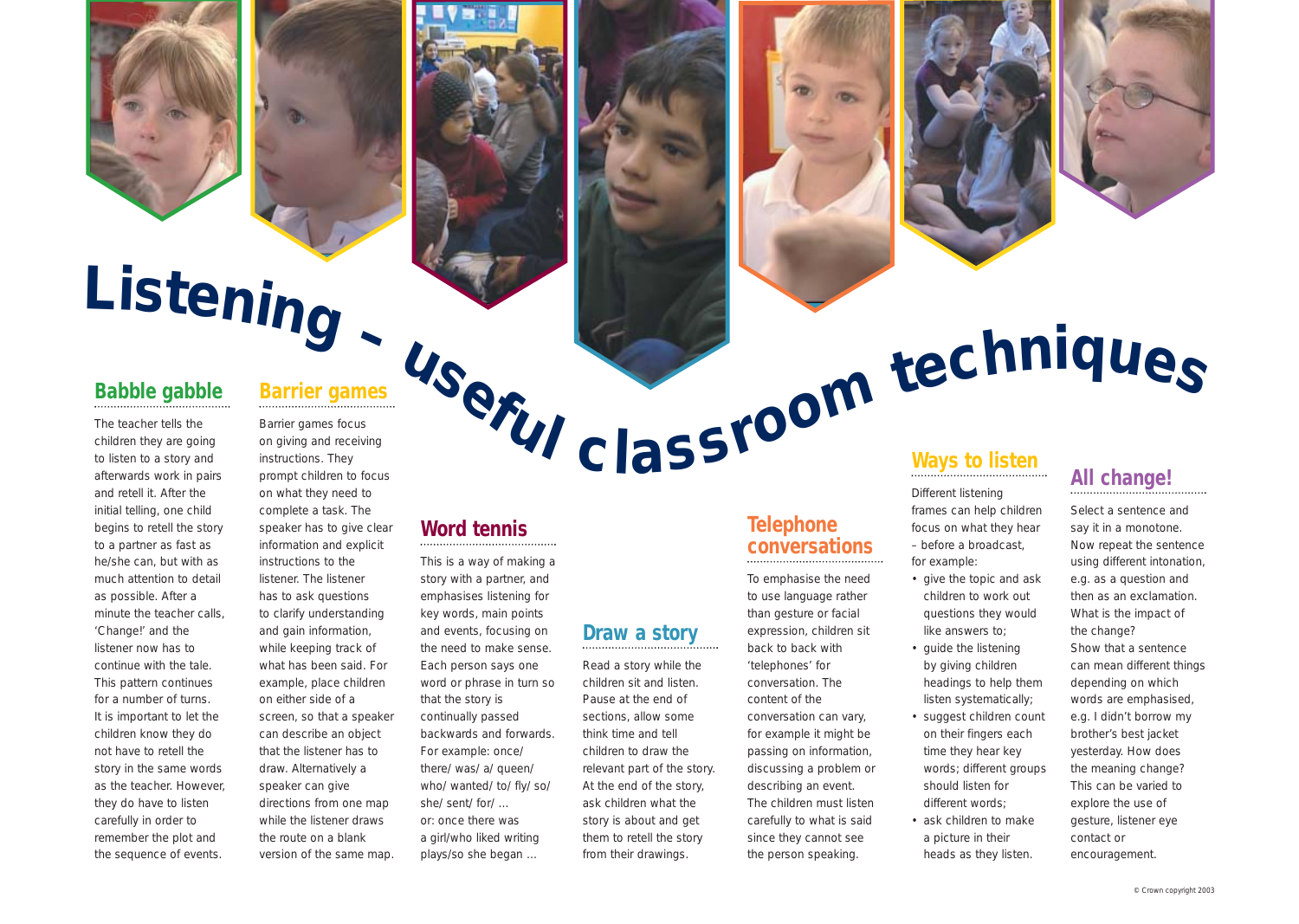# Listening – useful classroom techniques

## Babble gabble

The teacher tells the children they are going to listen to a story and afterwards work in pairs and retell it. After the initial telling, one child begins to retell the story to a partner as fast as he/she can, but with as much attention to detail as possible. After a minute the teacher calls, 'Change!' and the listener now has to continue with the tale. This pattern continues for a number of turns. It is important to let the children know they do not have to retell the story in the same words as the teacher. However, they do have to listen carefully in order to remember the plot and the sequence of events.

## Barrier games

Barrier games focus on giving and receiving instructions. They prompt children to focus on what they need to complete a task. The speaker has to give clear information and explicit instructions to the listener. The listener has to ask questions to clarify understanding and gain information, while keeping track of what has been said. For example, place children on either side of a screen, so that a speaker can describe an object that the listener has to draw. Alternatively a speaker can give directions from one map while the listener draws the route on a blank version of the same map.

## Word tennis

This is a way of making a story with a partner, and emphasises listening for key words, main points and events, focusing on the need to make sense. Each person says one word or phrase in turn so that the story is continually passed backwards and forwards. For example: once/ there/ was/ a/ queen/ who/ wanted/ to/ fly/ so/ she/ sent/ for/ ... or: once there was a girl/who liked writing plays/so she began ...

## Draw a story

Read a story while the children sit and listen. Pause at the end of sections, allow some think time and tell children to draw the relevant part of the story. At the end of the story, ask children what the story is about and get them to retell the story from their drawings.

## Telephone conversations

To emphasise the need to use language rather than gesture or facial expression, children sit back to back with 'telephones' for conversation. The content of the conversation can vary, for example it might be passing on information, discussing a problem or describing an event. The children must listen carefully to what is said since they cannot see the person speaking.

## Ways to listen

Different listening frames can help children focus on what they hear – before a broadcast, for example:

- give the topic and ask children to work out questions they would like answers to;
- guide the listening by giving children headings to help them listen systematically;
- suggest children count on their fingers each time they hear key words; different groups should listen for different words;
- ask children to make a picture in their heads as they listen.

## All change!

Select a sentence and say it in a monotone. Now repeat the sentence using different intonation, e.g. as a question and then as an exclamation. What is the impact of the change?

Show that a sentence can mean different things depending on which words are emphasised, e.g. I didn't borrow my brother's best jacket yesterday. How does the meaning change? This can be varied to explore the use of gesture, listener eye contact or encouragement.

© Crown copyright 2003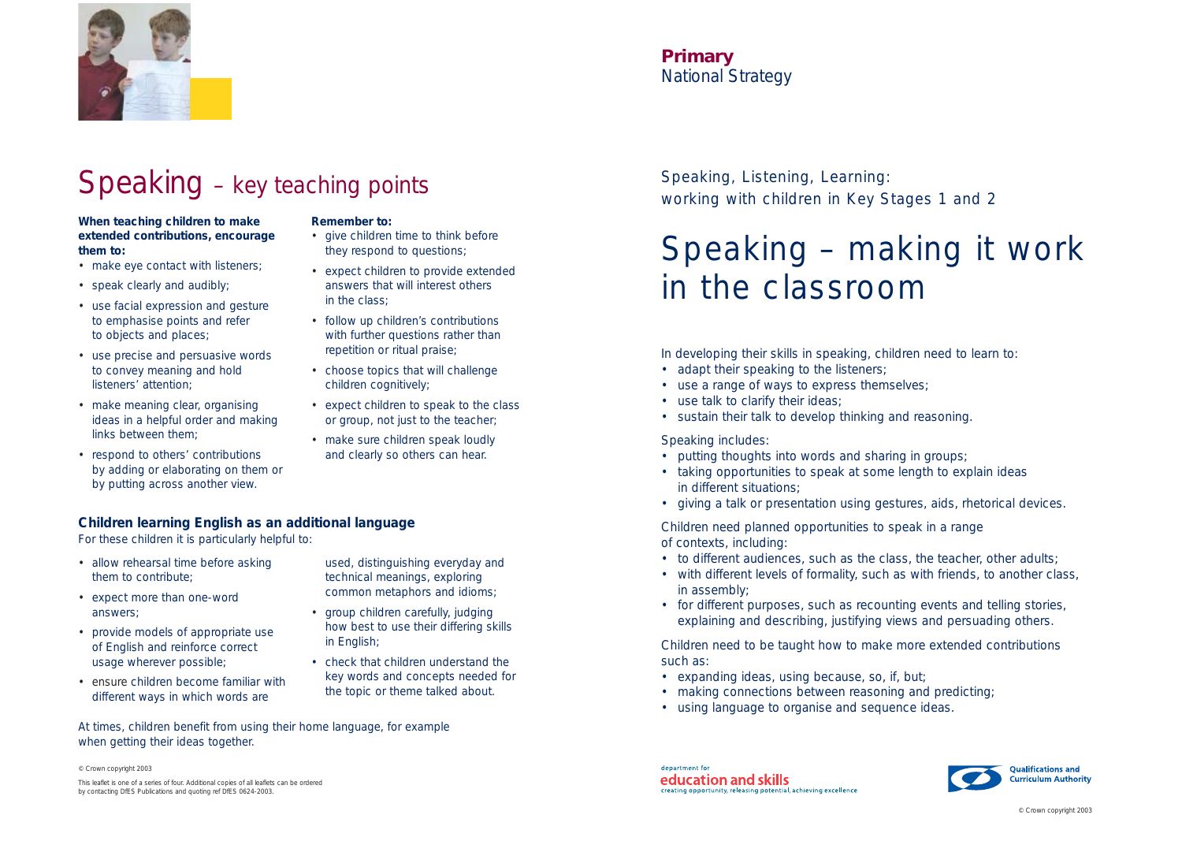# Speaking – key teaching points

**When teaching children to make extended contributions, encourage them to:**

- make eye contact with listeners;
- speak clearly and audibly;
- use facial expression and gesture to emphasise points and refer to objects and places;
- use precise and persuasive words to convey meaning and hold listeners' attention;
- make meaning clear, organising ideas in a helpful order and making links between them;
- respond to others' contributions by adding or elaborating on them or by putting across another view.

**Remember to:**

- give children time to think before they respond to questions;
- expect children to provide extended answers that will interest others in the class;
- follow up children's contributions with further questions rather than repetition or ritual praise;
- choose topics that will challenge children cognitively;
- expect children to speak to the class or group, not just to the teacher;
- make sure children speak loudly and clearly so others can hear.

## Children learning English as an additional language

For these children it is particularly helpful to:

- allow rehearsal time before asking them to contribute;
- expect more than one-word answers;
- provide models of appropriate use of English and reinforce correct usage wherever possible;
- ensure children become familiar with different ways in which words are used, distinguishing everyday and technical meanings, exploring common metaphors and idioms;
- group children carefully, judging how best to use their differing skills in English;
- check that children understand the key words and concepts needed for the topic or theme talked about.

At times, children benefit from using their home language, for example when getting their ideas together.

© Crown copyright 2003

This leaflet is one of a series of four. Additional copies of all leaflets can be ordered by contacting DfES Publications and quoting ref DfES 0624-2003.

**Primary** National Strategy

Speaking, Listening, Learning: working with children in Key Stages 1 and 2

# Speaking – making it work in the classroom

In developing their skills in speaking, children need to learn to:

- adapt their speaking to the listeners;
- use a range of ways to express themselves;
- use talk to clarify their ideas;
- sustain their talk to develop thinking and reasoning.

Speaking includes:

- putting thoughts into words and sharing in groups;
- taking opportunities to speak at some length to explain ideas in different situations;
- giving a talk or presentation using gestures, aids, rhetorical devices.

Children need planned opportunities to speak in a range of contexts, including:

- to different audiences, such as the class, the teacher, other adults;
- with different levels of formality, such as with friends, to another class, in assembly;
- for different purposes, such as recounting events and telling stories, explaining and describing, justifying views and persuading others.

Children need to be taught how to make more extended contributions such as:

- expanding ideas, using because, so, if, but;
- making connections between reasoning and predicting;
- using language to organise and sequence ideas.

department for education and skills – creating opportunity, releasing potential, achieving excellence

Qualifications and Curriculum Authority

© Crown copyright 2003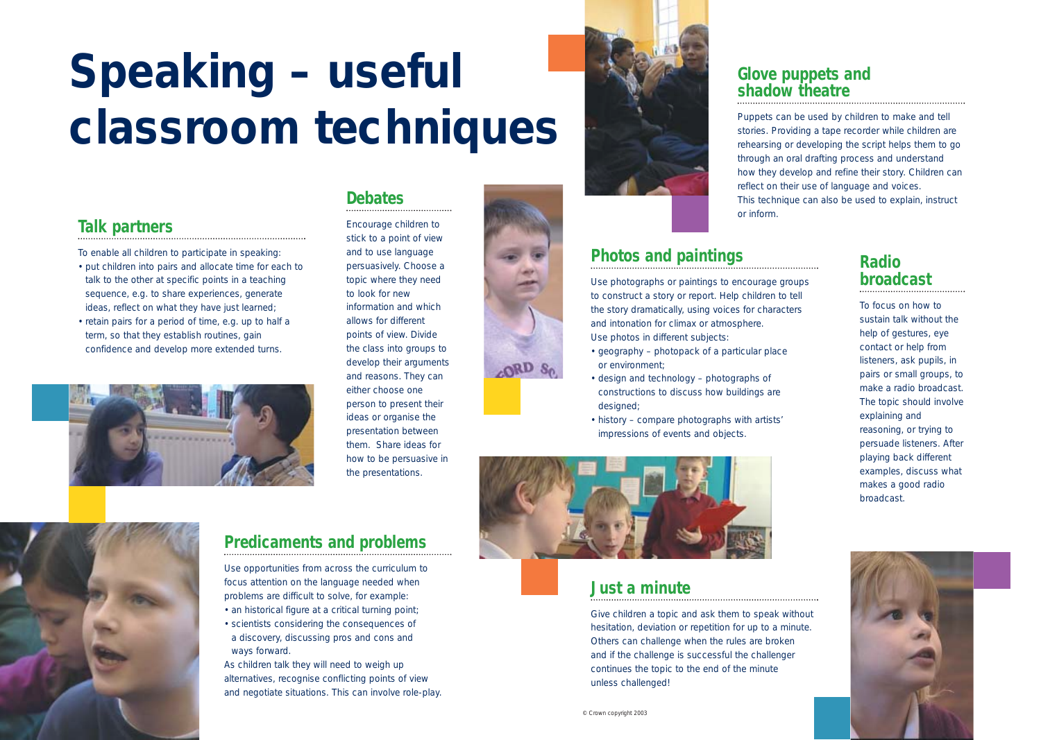# Speaking – useful classroom techniques

## Talk partners

To enable all children to participate in speaking:

- put children into pairs and allocate time for each to talk to the other at specific points in a teaching sequence, e.g. to share experiences, generate ideas, reflect on what they have just learned;
- retain pairs for a period of time, e.g. up to half a term, so that they establish routines, gain confidence and develop more extended turns.

## Debates

Encourage children to stick to a point of view and to use language persuasively. Choose a topic where they need to look for new information and which allows for different points of view. Divide the class into groups to develop their arguments and reasons. They can either choose one person to present their ideas or organise the presentation between them. Share ideas for how to be persuasive in the presentations.

## Predicaments and problems

Use opportunities from across the curriculum to focus attention on the language needed when problems are difficult to solve, for example:

- an historical figure at a critical turning point;
- scientists considering the consequences of a discovery, discussing pros and cons and ways forward.

As children talk they will need to weigh up alternatives, recognise conflicting points of view and negotiate situations. This can involve role-play.

## Glove puppets and shadow theatre

Puppets can be used by children to make and tell stories. Providing a tape recorder while children are rehearsing or developing the script helps them to go through an oral drafting process and understand how they develop and refine their story. Children can reflect on their use of language and voices. This technique can also be used to explain, instruct or inform.

## Photos and paintings

Use photographs or paintings to encourage groups to construct a story or report. Help children to tell the story dramatically, using voices for characters and intonation for climax or atmosphere.
Use photos in different subjects:

- geography – photopack of a particular place or environment;
- design and technology – photographs of constructions to discuss how buildings are designed;
- history – compare photographs with artists' impressions of events and objects.

## Radio broadcast

To focus on how to sustain talk without the help of gestures, eye contact or help from listeners, ask pupils, in pairs or small groups, to make a radio broadcast. The topic should involve explaining and reasoning, or trying to persuade listeners. After playing back different examples, discuss what makes a good radio broadcast.

## Just a minute

Give children a topic and ask them to speak without hesitation, deviation or repetition for up to a minute. Others can challenge when the rules are broken and if the challenge is successful the challenger continues the topic to the end of the minute unless challenged!

© Crown copyright 2003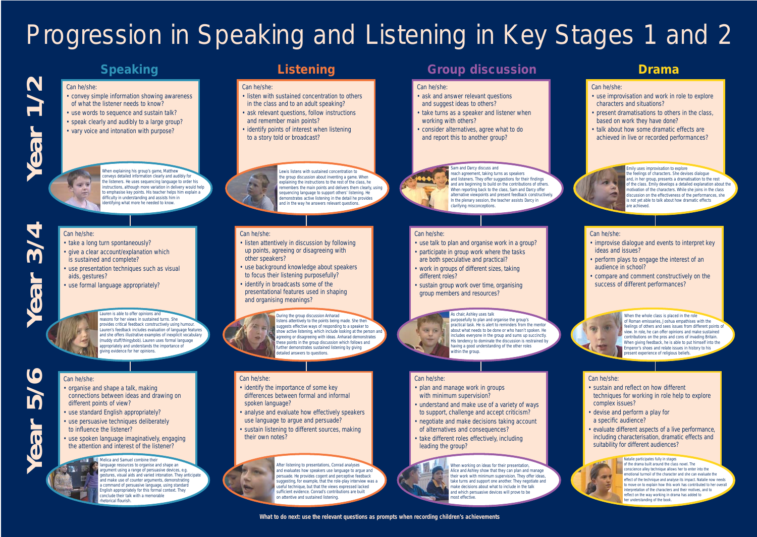# Progression in Speaking and Listening in Key Stages 1 and 2

## Year 1/2

### Speaking

Can he/she:

- convey simple information showing awareness of what the listener needs to know?
- use words to sequence and sustain talk?
- speak clearly and audibly to a large group?
- vary voice and intonation with purpose?

When explaining his group's game, Matthew conveys detailed information clearly and audibly for the listeners. He uses sequencing language to order his instructions, although more variation in delivery would help to emphasise key points. His teacher helps him explain a difficulty in understanding and assists him in identifying what more he needed to know.

### Listening

Can he/she:

- listen with sustained concentration to others in the class and to an adult speaking?
- ask relevant questions, follow instructions and remember main points?
- identify points of interest when listening to a story told or broadcast?

Lewis listens with sustained concentration to the group discussion about inventing a game. When explaining the instructions to the rest of the class, he remembers the main points and delivers them clearly, using sequencing language to support others' listening. He demonstrates active listening in the detail he provides and in the way he answers relevant questions.

### Group discussion

Can he/she:

- ask and answer relevant questions and suggest ideas to others?
- take turns as a speaker and listener when working with others?
- consider alternatives, agree what to do and report this to another group?

Sam and Darcy discuss and reach agreement, taking turns as speakers and listeners. They offer suggestions for their findings and are beginning to build on the contributions of others. When reporting back to the class, Sam and Darcy offer alternative viewpoints and present feedback constructively. In the plenary session, the teacher assists Darcy in clarifying misconceptions.

### Drama

Can he/she:

- use improvisation and work in role to explore characters and situations?
- present dramatisations to others in the class, based on work they have done?
- talk about how some dramatic effects are achieved in live or recorded performances?

Emily uses improvisation to explore the feelings of characters. She devises dialogue and, in her group, presents a dramatisation to the rest of the class. Emily develops a detailed explanation about the motivation of the characters. While she joins in the class discussion on the effectiveness of the performances, she is not yet able to talk about how dramatic effects are achieved.

## Year 3/4

### Speaking

Can he/she:

- take a long turn spontaneously?
- give a clear account/explanation which is sustained and complete?
- use presentation techniques such as visual aids, gestures?
- use formal language appropriately?

Lauren is able to offer opinions and reasons for her views in sustained turns. She provides critical feedback constructively using humour. Lauren's feedback includes evaluation of language features and she offers illustrative examples of inexplicit vocabulary (muddy stuff/thingybob). Lauren uses formal language appropriately and understands the importance of giving evidence for her opinions.

### Listening

Can he/she:

- listen attentively in discussion by following up points, agreeing or disagreeing with other speakers?
- use background knowledge about speakers to focus their listening purposefully?
- identify in broadcasts some of the presentational features used in shaping and organising meanings?

During the group discussion Anharad listens attentively to the points being made. She then suggests effective ways of responding to a speaker to show active listening, which include looking at the person and agreeing or disagreeing with ideas. Anharad demonstrates these points in the group discussion which follows and further demonstrates sustained listening by giving detailed answers to questions.

### Group discussion

Can he/she:

- use talk to plan and organise work in a group?
- participate in group work where the tasks are both speculative and practical?
- work in groups of different sizes, taking different roles?
- sustain group work over time, organising group members and resources?

As chair, Ashley uses talk purposefully to plan and organise the group's practical task. He is alert to reminders from the mentor about what needs to be done or who hasn't spoken. He includes everyone in the group and sums up succinctly. His tendency to dominate the discussion is restrained by having a good understanding of the other roles within the group.

### Drama

Can he/she:

- improvise dialogue and events to interpret key ideas and issues?
- perform plays to engage the interest of an audience in school?
- compare and comment constructively on the success of different performances?

When the whole class is placed in the role of Roman emissaries, Joshua empathises with the feelings of others and sees issues from different points of view. In role, he can offer opinions and make sustained contributions on the pros and cons of invading Britain. When giving feedback, he is able to put himself into the Emperor's shoes and relate issues in history to his present experience of religious beliefs.

## Year 5/6

### Speaking

Can he/she:

- organise and shape a talk, making connections between ideas and drawing on different points of view?
- use standard English appropriately?
- use persuasive techniques deliberately to influence the listener?
- use spoken language imaginatively, engaging the attention and interest of the listener?

Melica and Samuel combine their language resources to organise and shape an argument using a range of persuasive devices, e.g. gestures, visual aids and varied intonation. They anticipate and make use of counter arguments, demonstrating a command of persuasive language, using standard English appropriately for this formal context. They conclude their talk with a memorable rhetorical flourish.

### Listening

Can he/she:

- identify the importance of some key differences between formal and informal spoken language?
- analyse and evaluate how effectively speakers use language to argue and persuade?
- sustain listening to different sources, making their own notes?

After listening to presentations, Conrad analyses and evaluates how speakers use language to argue and persuade. He provides cogent and perceptive feedback suggesting, for example, that the role-play interview was a useful technique, but that the views expressed lacked sufficient evidence. Conrad's contributions are built on attentive and sustained listening.

### Group discussion

Can he/she:

- plan and manage work in groups with minimum supervision?
- understand and make use of a variety of ways to support, challenge and accept criticism?
- negotiate and make decisions taking account of alternatives and consequences?
- take different roles effectively, including leading the group?

When working on ideas for their presentation, Alice and Ashley show that they can plan and manage their work with minimum supervision. They offer ideas, take turns and support one another. They negotiate and make decisions about what to include in the talk and which persuasive devices will prove to be most effective.

### Drama

Can he/she:

- sustain and reflect on how different techniques for working in role help to explore complex issues?
- devise and perform a play for a specific audience?
- evaluate different aspects of a live performance, including characterisation, dramatic effects and suitability for different audiences?

Natalie participates fully in stages of the drama built around the class novel. The conscience alley technique allows her to enter into the emotional turmoil of the character and she can evaluate the effect of the technique and analyse its impact. Natalie now needs to move on to explain how this work has contributed to her overall interpretation of the characters and their motives, and to reflect on the way working in drama has added to her understanding of the book.

**What to do next: use the relevant questions as prompts when recording children's achievements**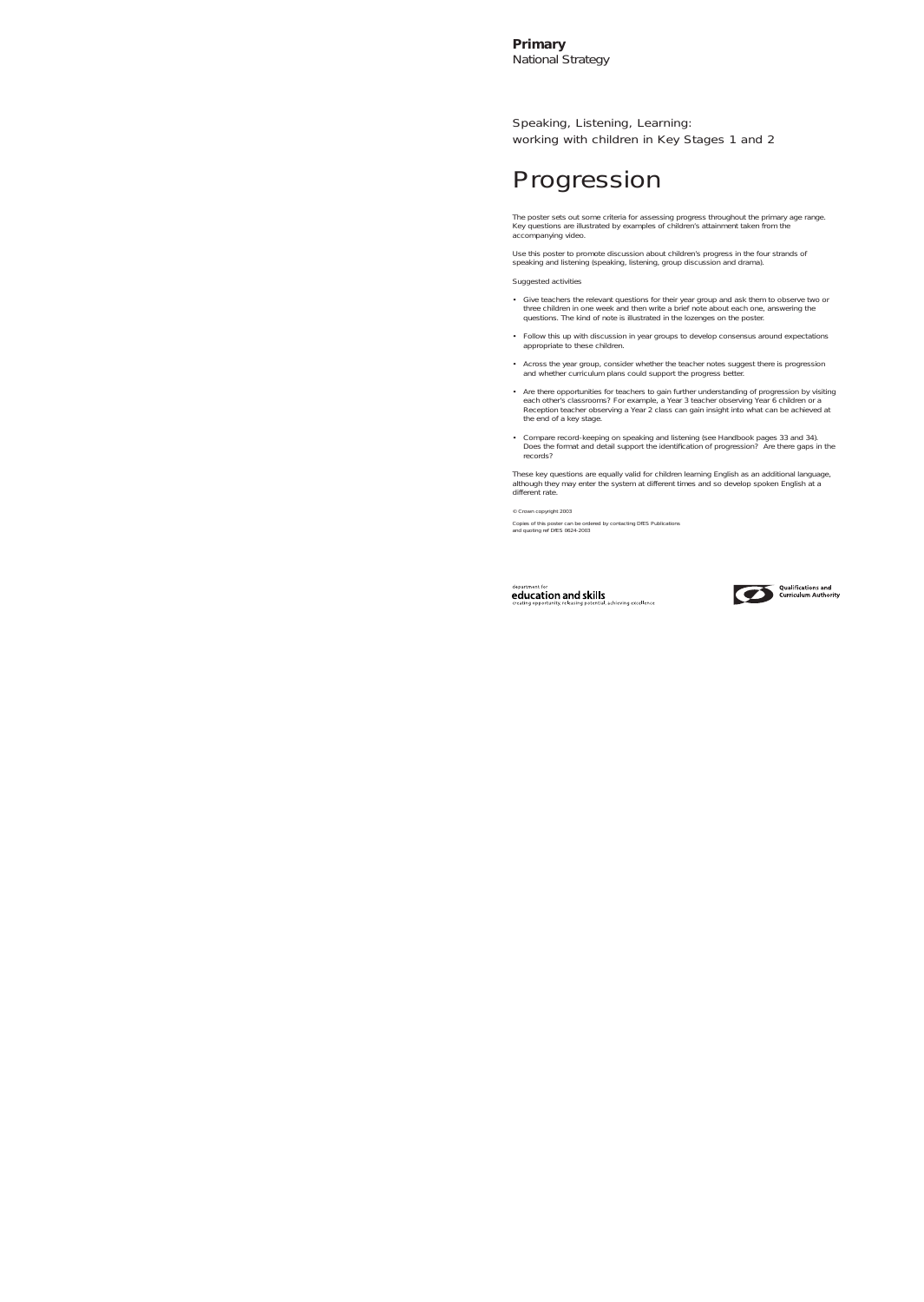**Primary**
National Strategy

Speaking, Listening, Learning:
working with children in Key Stages 1 and 2

# Progression

The poster sets out some criteria for assessing progress throughout the primary age range. Key questions are illustrated by examples of children's attainment taken from the accompanying video.

Use this poster to promote discussion about children's progress in the four strands of speaking and listening (speaking, listening, group discussion and drama).

Suggested activities

- Give teachers the relevant questions for their year group and ask them to observe two or three children in one week and then write a brief note about each one, answering the questions. The kind of note is illustrated in the lozenges on the poster.
- Follow this up with discussion in year groups to develop consensus around expectations appropriate to these children.
- Across the year group, consider whether the teacher notes suggest there is progression and whether curriculum plans could support the progress better.
- Are there opportunities for teachers to gain further understanding of progression by visiting each other's classrooms? For example, a Year 3 teacher observing Year 6 children or a Reception teacher observing a Year 2 class can gain insight into what can be achieved at the end of a key stage.
- Compare record-keeping on speaking and listening (see Handbook pages 33 and 34). Does the format and detail support the identification of progression? Are there gaps in the records?

These key questions are equally valid for children learning English as an additional language, although they may enter the system at different times and so develop spoken English at a different rate.

© Crown copyright 2003

Copies of this poster can be ordered by contacting DfES Publications and quoting ref DfES 0624-2003

department for
education and skills
creating opportunity, releasing potential, achieving excellence

Qualifications and Curriculum Authority